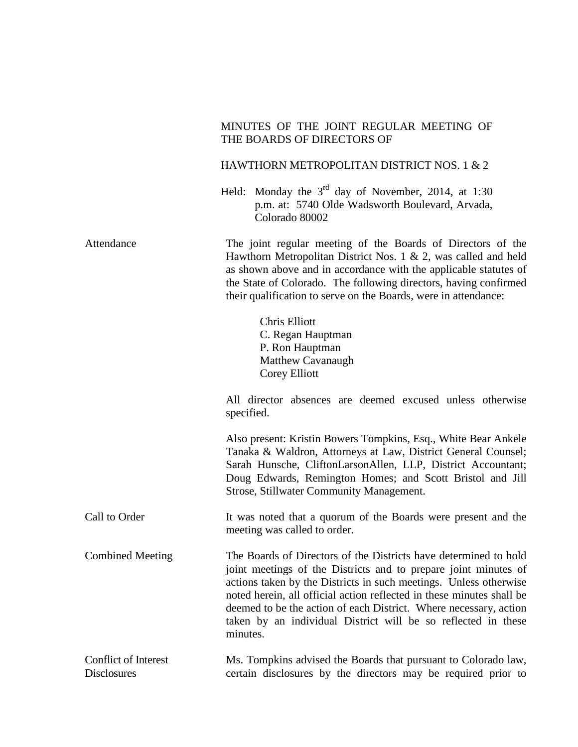MINUTES OF THE JOINT REGULAR MEETING OF THE BOARDS OF DIRECTORS OF

HAWTHORN METROPOLITAN DISTRICT NOS. 1 & 2

Held: Monday the 3rd day of November, 2014, at 1:30 p.m. at: 5740 Olde Wadsworth Boulevard, Arvada, Colorado 80002

**Attendance**

The joint regular meeting of the Boards of Directors of the Hawthorn Metropolitan District Nos. 1 & 2, was called and held as shown above and in accordance with the applicable statutes of the State of Colorado. The following directors, having confirmed their qualification to serve on the Boards, were in attendance:

Chris Elliott
C. Regan Hauptman
P. Ron Hauptman
Matthew Cavanaugh
Corey Elliott

All director absences are deemed excused unless otherwise specified.

Also present: Kristin Bowers Tompkins, Esq., White Bear Ankele Tanaka & Waldron, Attorneys at Law, District General Counsel; Sarah Hunsche, CliftonLarsonAllen, LLP, District Accountant; Doug Edwards, Remington Homes; and Scott Bristol and Jill Strose, Stillwater Community Management.

**Call to Order**

It was noted that a quorum of the Boards were present and the meeting was called to order.

**Combined Meeting**

The Boards of Directors of the Districts have determined to hold joint meetings of the Districts and to prepare joint minutes of actions taken by the Districts in such meetings. Unless otherwise noted herein, all official action reflected in these minutes shall be deemed to be the action of each District. Where necessary, action taken by an individual District will be so reflected in these minutes.

**Conflict of Interest Disclosures**

Ms. Tompkins advised the Boards that pursuant to Colorado law, certain disclosures by the directors may be required prior to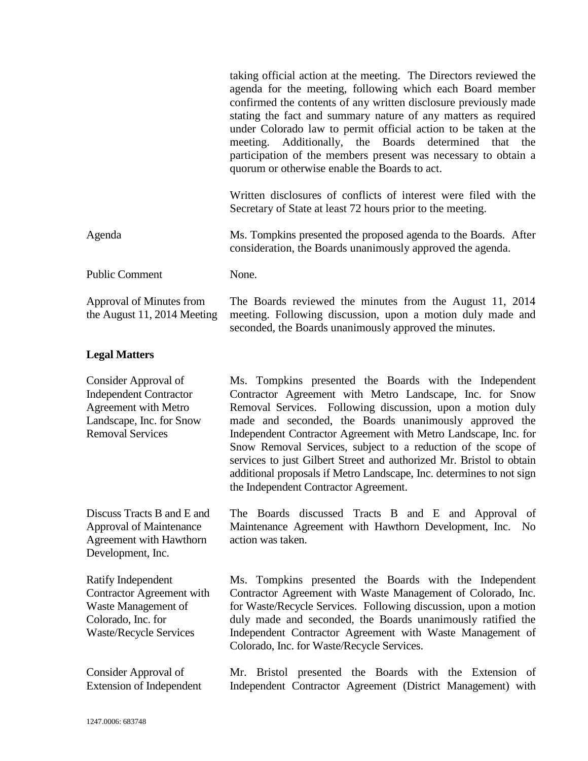taking official action at the meeting. The Directors reviewed the agenda for the meeting, following which each Board member confirmed the contents of any written disclosure previously made stating the fact and summary nature of any matters as required under Colorado law to permit official action to be taken at the meeting. Additionally, the Boards determined that the participation of the members present was necessary to obtain a quorum or otherwise enable the Boards to act.

Written disclosures of conflicts of interest were filed with the Secretary of State at least 72 hours prior to the meeting.

| | |
|---|---|
| Agenda | Ms. Tompkins presented the proposed agenda to the Boards. After consideration, the Boards unanimously approved the agenda. |
| Public Comment | None. |
| Approval of Minutes from the August 11, 2014 Meeting | The Boards reviewed the minutes from the August 11, 2014 meeting. Following discussion, upon a motion duly made and seconded, the Boards unanimously approved the minutes. |

**Legal Matters**

| | |
|---|---|
| Consider Approval of Independent Contractor Agreement with Metro Landscape, Inc. for Snow Removal Services | Ms. Tompkins presented the Boards with the Independent Contractor Agreement with Metro Landscape, Inc. for Snow Removal Services. Following discussion, upon a motion duly made and seconded, the Boards unanimously approved the Independent Contractor Agreement with Metro Landscape, Inc. for Snow Removal Services, subject to a reduction of the scope of services to just Gilbert Street and authorized Mr. Bristol to obtain additional proposals if Metro Landscape, Inc. determines to not sign the Independent Contractor Agreement. |
| Discuss Tracts B and E and Approval of Maintenance Agreement with Hawthorn Development, Inc. | The Boards discussed Tracts B and E and Approval of Maintenance Agreement with Hawthorn Development, Inc. No action was taken. |
| Ratify Independent Contractor Agreement with Waste Management of Colorado, Inc. for Waste/Recycle Services | Ms. Tompkins presented the Boards with the Independent Contractor Agreement with Waste Management of Colorado, Inc. for Waste/Recycle Services. Following discussion, upon a motion duly made and seconded, the Boards unanimously ratified the Independent Contractor Agreement with Waste Management of Colorado, Inc. for Waste/Recycle Services. |
| Consider Approval of Extension of Independent | Mr. Bristol presented the Boards with the Extension of Independent Contractor Agreement (District Management) with |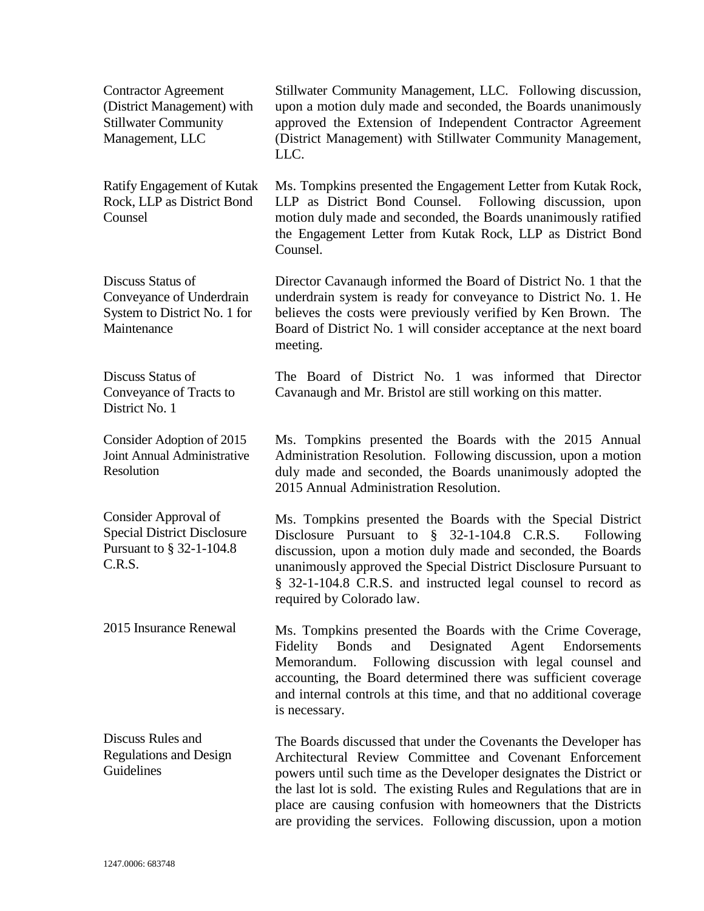| | |
|---|---|
| Contractor Agreement (District Management) with Stillwater Community Management, LLC | Stillwater Community Management, LLC. Following discussion, upon a motion duly made and seconded, the Boards unanimously approved the Extension of Independent Contractor Agreement (District Management) with Stillwater Community Management, LLC. |
| Ratify Engagement of Kutak Rock, LLP as District Bond Counsel | Ms. Tompkins presented the Engagement Letter from Kutak Rock, LLP as District Bond Counsel. Following discussion, upon motion duly made and seconded, the Boards unanimously ratified the Engagement Letter from Kutak Rock, LLP as District Bond Counsel. |
| Discuss Status of Conveyance of Underdrain System to District No. 1 for Maintenance | Director Cavanaugh informed the Board of District No. 1 that the underdrain system is ready for conveyance to District No. 1. He believes the costs were previously verified by Ken Brown. The Board of District No. 1 will consider acceptance at the next board meeting. |
| Discuss Status of Conveyance of Tracts to District No. 1 | The Board of District No. 1 was informed that Director Cavanaugh and Mr. Bristol are still working on this matter. |
| Consider Adoption of 2015 Joint Annual Administrative Resolution | Ms. Tompkins presented the Boards with the 2015 Annual Administration Resolution. Following discussion, upon a motion duly made and seconded, the Boards unanimously adopted the 2015 Annual Administration Resolution. |
| Consider Approval of Special District Disclosure Pursuant to § 32-1-104.8 C.R.S. | Ms. Tompkins presented the Boards with the Special District Disclosure Pursuant to § 32-1-104.8 C.R.S. Following discussion, upon a motion duly made and seconded, the Boards unanimously approved the Special District Disclosure Pursuant to § 32-1-104.8 C.R.S. and instructed legal counsel to record as required by Colorado law. |
| 2015 Insurance Renewal | Ms. Tompkins presented the Boards with the Crime Coverage, Fidelity Bonds and Designated Agent Endorsements Memorandum. Following discussion with legal counsel and accounting, the Board determined there was sufficient coverage and internal controls at this time, and that no additional coverage is necessary. |
| Discuss Rules and Regulations and Design Guidelines | The Boards discussed that under the Covenants the Developer has Architectural Review Committee and Covenant Enforcement powers until such time as the Developer designates the District or the last lot is sold. The existing Rules and Regulations that are in place are causing confusion with homeowners that the Districts are providing the services. Following discussion, upon a motion |

1247.0006: 683748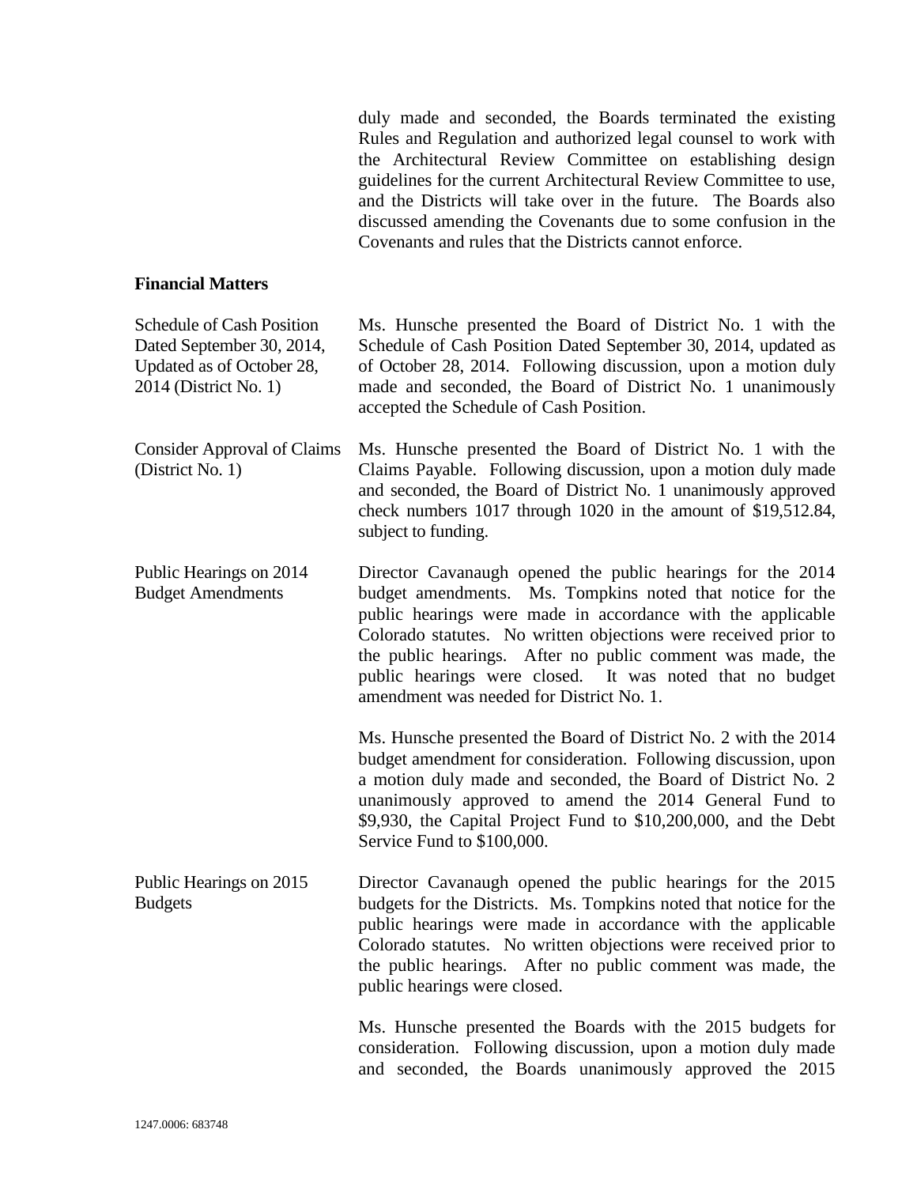duly made and seconded, the Boards terminated the existing Rules and Regulation and authorized legal counsel to work with the Architectural Review Committee on establishing design guidelines for the current Architectural Review Committee to use, and the Districts will take over in the future. The Boards also discussed amending the Covenants due to some confusion in the Covenants and rules that the Districts cannot enforce.

**Financial Matters**

Schedule of Cash Position Dated September 30, 2014, Updated as of October 28, 2014 (District No. 1)

Ms. Hunsche presented the Board of District No. 1 with the Schedule of Cash Position Dated September 30, 2014, updated as of October 28, 2014. Following discussion, upon a motion duly made and seconded, the Board of District No. 1 unanimously accepted the Schedule of Cash Position.

Consider Approval of Claims (District No. 1)

Ms. Hunsche presented the Board of District No. 1 with the Claims Payable. Following discussion, upon a motion duly made and seconded, the Board of District No. 1 unanimously approved check numbers 1017 through 1020 in the amount of $19,512.84, subject to funding.

Public Hearings on 2014 Budget Amendments

Director Cavanaugh opened the public hearings for the 2014 budget amendments. Ms. Tompkins noted that notice for the public hearings were made in accordance with the applicable Colorado statutes. No written objections were received prior to the public hearings. After no public comment was made, the public hearings were closed. It was noted that no budget amendment was needed for District No. 1.

Ms. Hunsche presented the Board of District No. 2 with the 2014 budget amendment for consideration. Following discussion, upon a motion duly made and seconded, the Board of District No. 2 unanimously approved to amend the 2014 General Fund to $9,930, the Capital Project Fund to $10,200,000, and the Debt Service Fund to $100,000.

Public Hearings on 2015 Budgets

Director Cavanaugh opened the public hearings for the 2015 budgets for the Districts. Ms. Tompkins noted that notice for the public hearings were made in accordance with the applicable Colorado statutes. No written objections were received prior to the public hearings. After no public comment was made, the public hearings were closed.

Ms. Hunsche presented the Boards with the 2015 budgets for consideration. Following discussion, upon a motion duly made and seconded, the Boards unanimously approved the 2015

1247.0006: 683748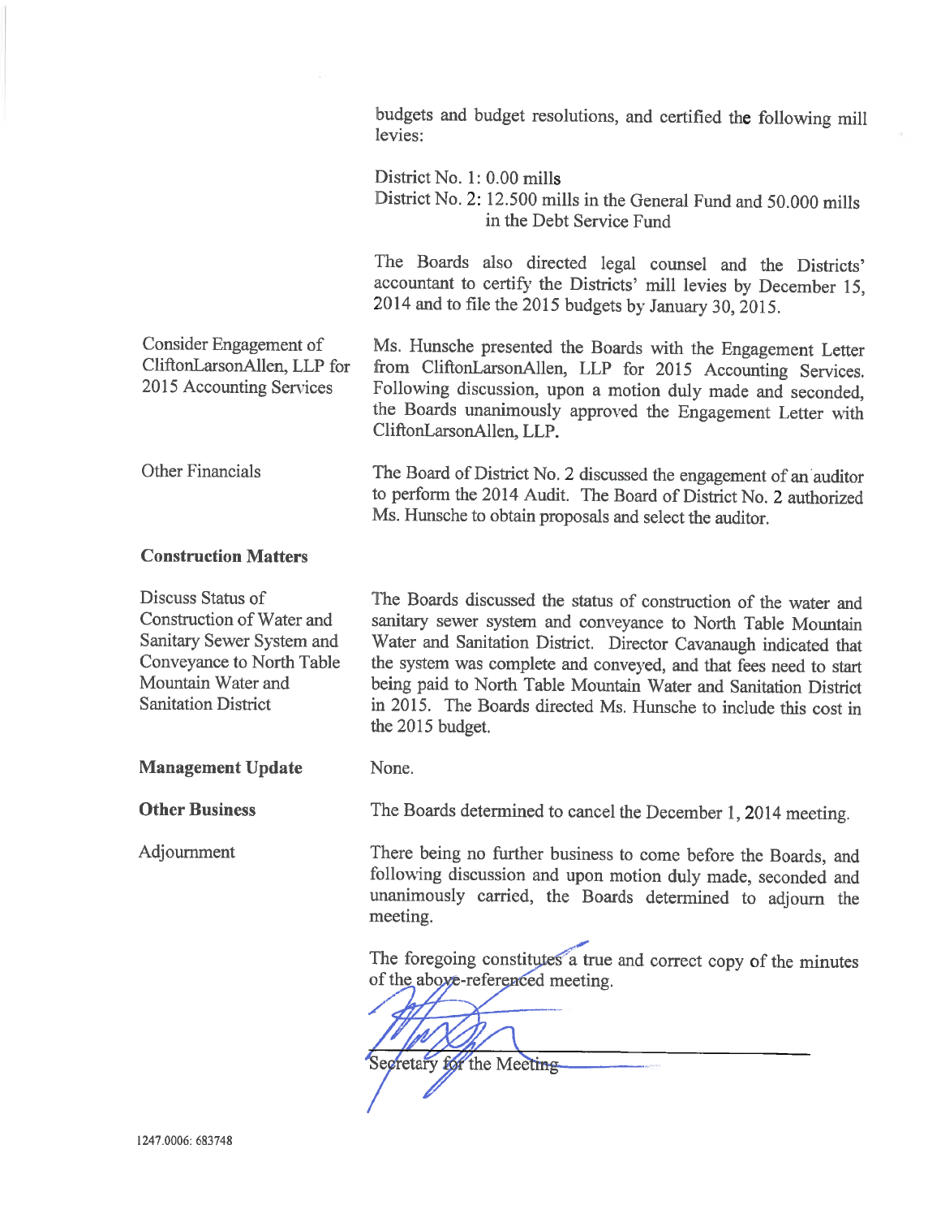budgets and budget resolutions, and certified the following mill levies:

District No. 1: 0.00 mills
District No. 2: 12.500 mills in the General Fund and 50.000 mills in the Debt Service Fund

The Boards also directed legal counsel and the Districts' accountant to certify the Districts' mill levies by December 15, 2014 and to file the 2015 budgets by January 30, 2015.

| | |
|---|---|
| Consider Engagement of CliftonLarsonAllen, LLP for 2015 Accounting Services | Ms. Hunsche presented the Boards with the Engagement Letter from CliftonLarsonAllen, LLP for 2015 Accounting Services. Following discussion, upon a motion duly made and seconded, the Boards unanimously approved the Engagement Letter with CliftonLarsonAllen, LLP. |
| Other Financials | The Board of District No. 2 discussed the engagement of an auditor to perform the 2014 Audit. The Board of District No. 2 authorized Ms. Hunsche to obtain proposals and select the auditor. |
| **Construction Matters** | |
| Discuss Status of Construction of Water and Sanitary Sewer System and Conveyance to North Table Mountain Water and Sanitation District | The Boards discussed the status of construction of the water and sanitary sewer system and conveyance to North Table Mountain Water and Sanitation District. Director Cavanaugh indicated that the system was complete and conveyed, and that fees need to start being paid to North Table Mountain Water and Sanitation District in 2015. The Boards directed Ms. Hunsche to include this cost in the 2015 budget. |
| **Management Update** | None. |
| **Other Business** | The Boards determined to cancel the December 1, 2014 meeting. |
| Adjournment | There being no further business to come before the Boards, and following discussion and upon motion duly made, seconded and unanimously carried, the Boards determined to adjourn the meeting. |

The foregoing constitutes a true and correct copy of the minutes of the above-referenced meeting.

Secretary for the Meeting

1247.0006: 683748